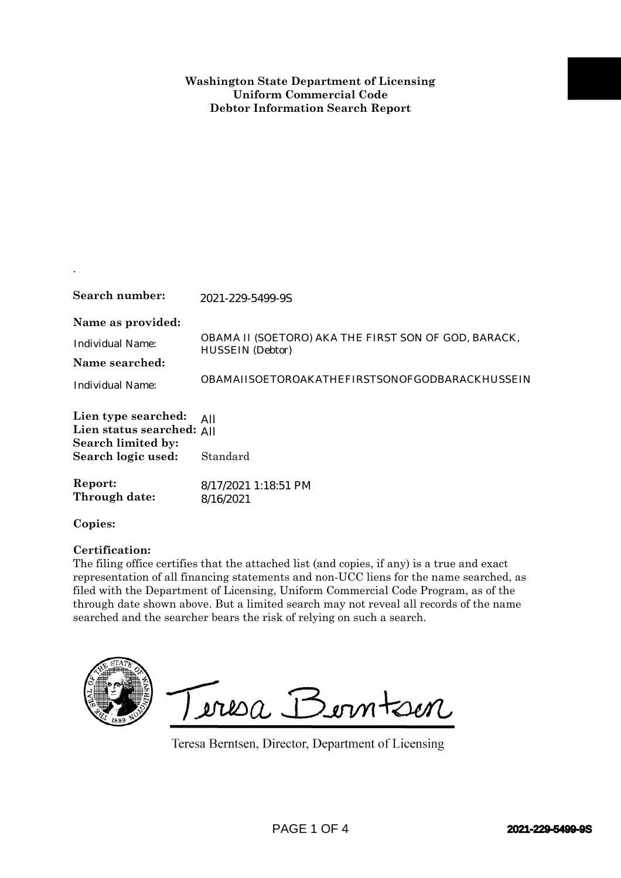**Washington State Department of Licensing**
**Uniform Commercial Code**
**Debtor Information Search Report**

.

**Search number:** 2021-229-5499-9S

**Name as provided:**

Individual Name: OBAMA II (SOETORO) AKA THE FIRST SON OF GOD, BARACK, HUSSEIN (Debtor)

**Name searched:**

Individual Name: OBAMAIISOETOROAKATHEFIRSTSONOFGODBARACKHUSSEIN

**Lien type searched:** All
**Lien status searched:** All
**Search limited by:**
**Search logic used:** Standard

**Report:** 8/17/2021 1:18:51 PM
**Through date:** 8/16/2021

**Copies:**

**Certification:**
The filing office certifies that the attached list (and copies, if any) is a true and exact representation of all financing statements and non-UCC liens for the name searched, as filed with the Department of Licensing, Uniform Commercial Code Program, as of the through date shown above. But a limited search may not reveal all records of the name searched and the searcher bears the risk of relying on such a search.

Teresa Berntsen

Teresa Berntsen, Director, Department of Licensing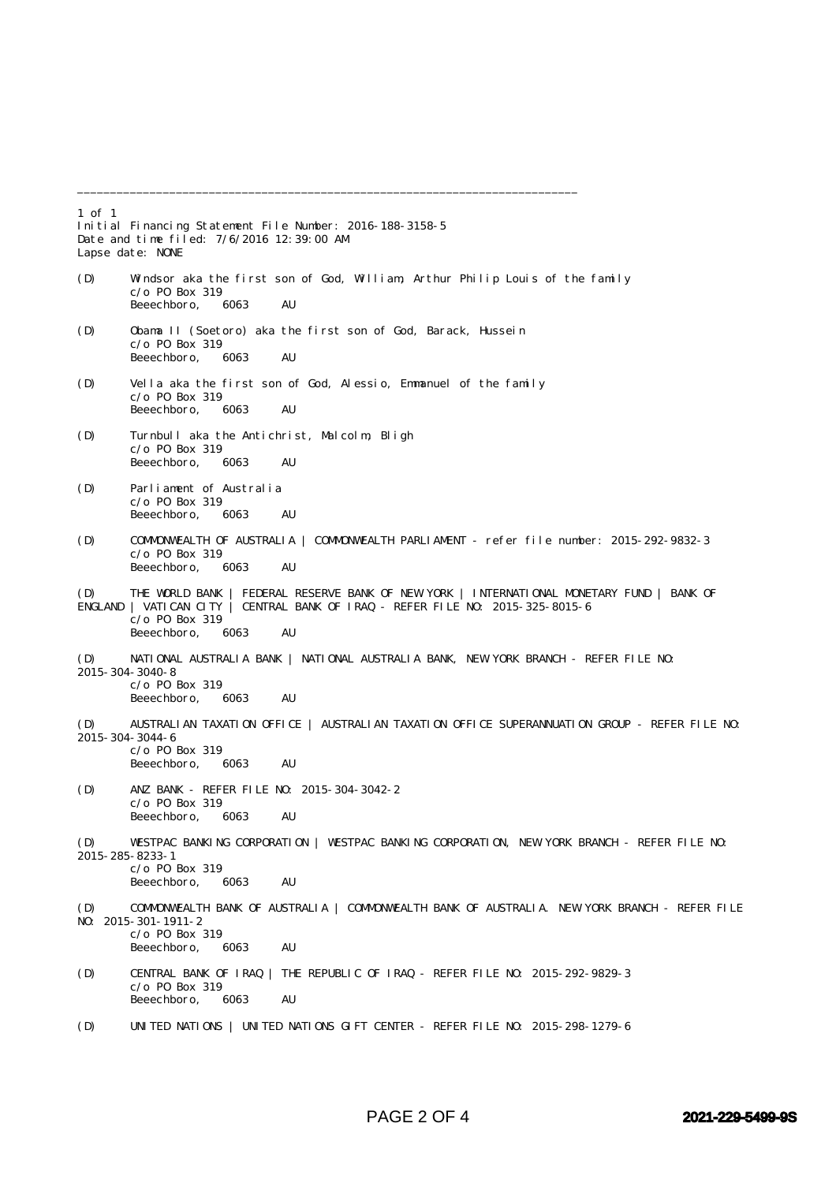1 of 1
Initial Financing Statement File Number: 2016-188-3158-5
Date and time filed: 7/6/2016 12:39:00 AM
Lapse date: NONE

(D) Windsor aka the first son of God, William, Arthur Philip Louis of the family
c/o PO Box 319
Beeechboro, 6063 AU

(D) Obama II (Soetoro) aka the first son of God, Barack, Hussein
c/o PO Box 319
Beeechboro, 6063 AU

(D) Vella aka the first son of God, Alessio, Emmanuel of the family
c/o PO Box 319
Beeechboro, 6063 AU

(D) Turnbull aka the Antichrist, Malcolm, Bligh
c/o PO Box 319
Beeechboro, 6063 AU

(D) Parliament of Australia
c/o PO Box 319
Beeechboro, 6063 AU

(D) COMMONWEALTH OF AUSTRALIA | COMMONWEALTH PARLIAMENT - refer file number: 2015-292-9832-3
c/o PO Box 319
Beeechboro, 6063 AU

(D) THE WORLD BANK | FEDERAL RESERVE BANK OF NEW YORK | INTERNATIONAL MONETARY FUND | BANK OF ENGLAND | VATICAN CITY | CENTRAL BANK OF IRAQ - REFER FILE NO: 2015-325-8015-6
c/o PO Box 319
Beeechboro, 6063 AU

(D) NATIONAL AUSTRALIA BANK | NATIONAL AUSTRALIA BANK, NEW YORK BRANCH - REFER FILE NO: 2015-304-3040-8
c/o PO Box 319
Beeechboro, 6063 AU

(D) AUSTRALIAN TAXATION OFFICE | AUSTRALIAN TAXATION OFFICE SUPERANNUATION GROUP - REFER FILE NO: 2015-304-3044-6
c/o PO Box 319
Beeechboro, 6063 AU

(D) ANZ BANK - REFER FILE NO: 2015-304-3042-2
c/o PO Box 319
Beeechboro, 6063 AU

(D) WESTPAC BANKING CORPORATION | WESTPAC BANKING CORPORATION, NEW YORK BRANCH - REFER FILE NO: 2015-285-8233-1
c/o PO Box 319
Beeechboro, 6063 AU

(D) COMMONWEALTH BANK OF AUSTRALIA | COMMONWEALTH BANK OF AUSTRALIA. NEW YORK BRANCH - REFER FILE NO: 2015-301-1911-2
c/o PO Box 319
Beeechboro, 6063 AU

(D) CENTRAL BANK OF IRAQ | THE REPUBLIC OF IRAQ - REFER FILE NO: 2015-292-9829-3
c/o PO Box 319
Beeechboro, 6063 AU

(D) UNITED NATIONS | UNITED NATIONS GIFT CENTER - REFER FILE NO: 2015-298-1279-6

2021-229-5499-9S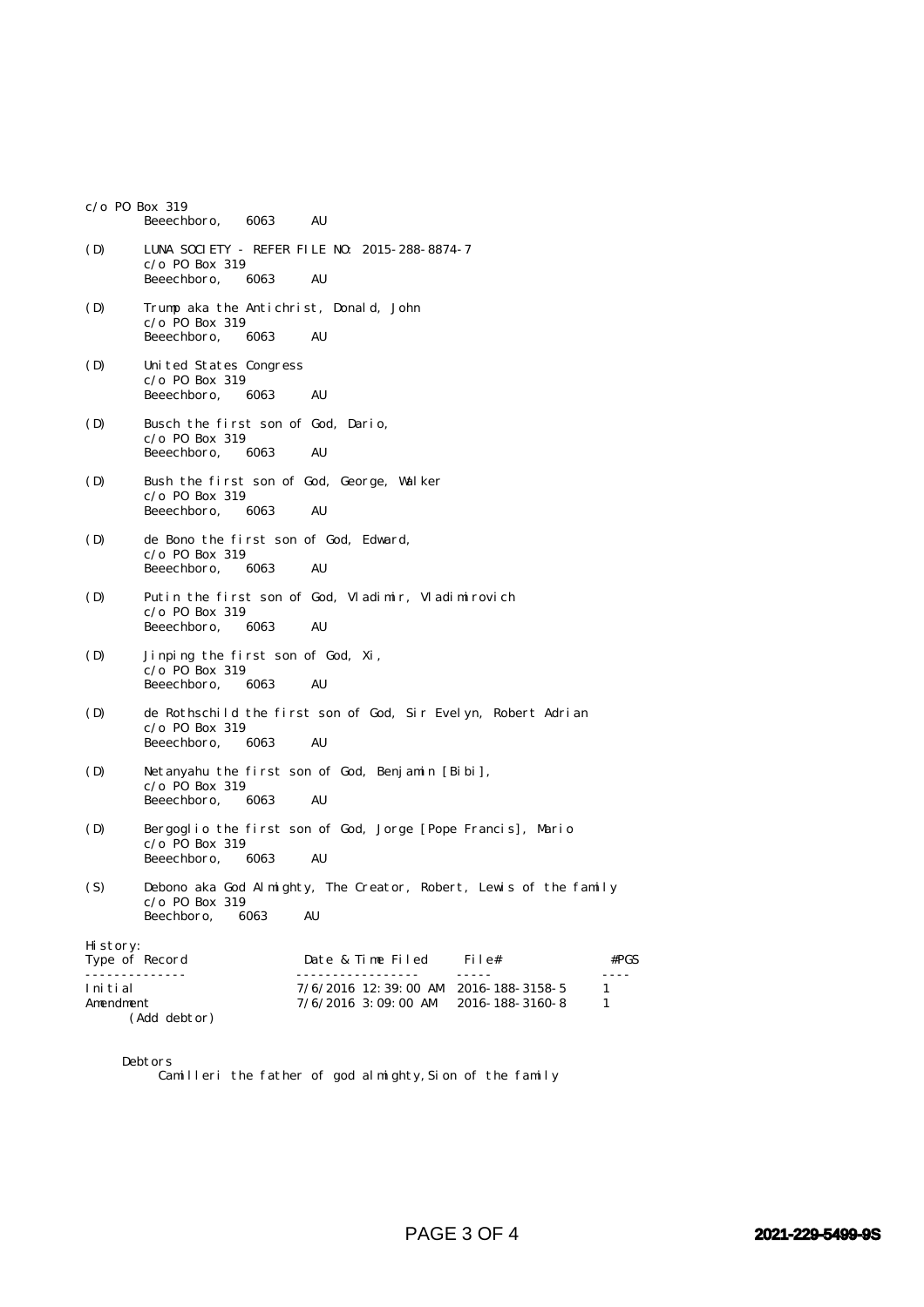c/o PO Box 319
Beeechboro, 6063 AU

(D) LUNA SOCIETY - REFER FILE NO: 2015-288-8874-7
c/o PO Box 319
Beeechboro, 6063 AU

(D) Trump aka the Antichrist, Donald, John
c/o PO Box 319
Beeechboro, 6063 AU

(D) United States Congress
c/o PO Box 319
Beeechboro, 6063 AU

(D) Busch the first son of God, Dario,
c/o PO Box 319
Beeechboro, 6063 AU

(D) Bush the first son of God, George, Walker
c/o PO Box 319
Beeechboro, 6063 AU

(D) de Bono the first son of God, Edward,
c/o PO Box 319
Beeechboro, 6063 AU

(D) Putin the first son of God, Vladimir, Vladimirovich
c/o PO Box 319
Beeechboro, 6063 AU

(D) Jinping the first son of God, Xi,
c/o PO Box 319
Beeechboro, 6063 AU

(D) de Rothschild the first son of God, Sir Evelyn, Robert Adrian
c/o PO Box 319
Beeechboro, 6063 AU

(D) Netanyahu the first son of God, Benjamin [Bibi],
c/o PO Box 319
Beeechboro, 6063 AU

(D) Bergoglio the first son of God, Jorge [Pope Francis], Mario
c/o PO Box 319
Beeechboro, 6063 AU

(S) Debono aka God Almighty, The Creator, Robert, Lewis of the family
c/o PO Box 319
Beechboro, 6063 AU

History:

| Type of Record | Date & Time Filed | File# | #PGS |
|---|---|---|---|
| Initial | 7/6/2016 12:39:00 AM | 2016-188-3158-5 | 1 |
| Amendment (Add debtor) | 7/6/2016 3:09:00 AM | 2016-188-3160-8 | 1 |

Debtors
Camilleri the father of god almighty, Sion of the family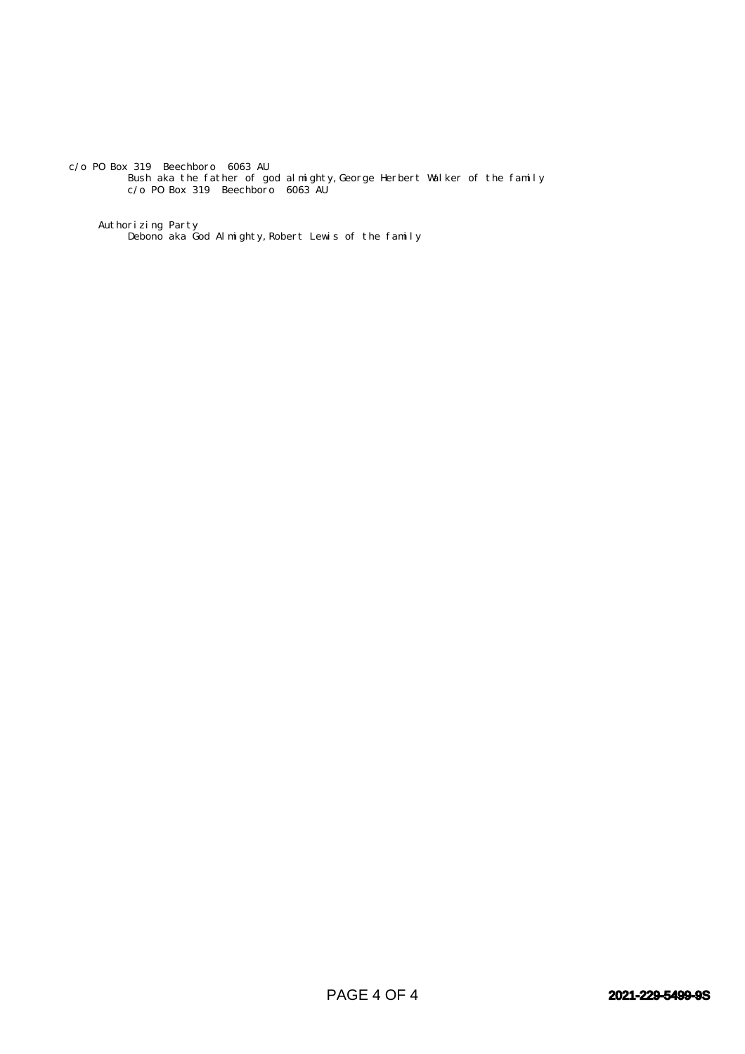c/o PO Box 319 Beechboro 6063 AU

Bush aka the father of god almighty, George Herbert Walker of the family
c/o PO Box 319 Beechboro 6063 AU

Authorizing Party

Debono aka God Almighty, Robert Lewis of the family

2021-229-5499-9S